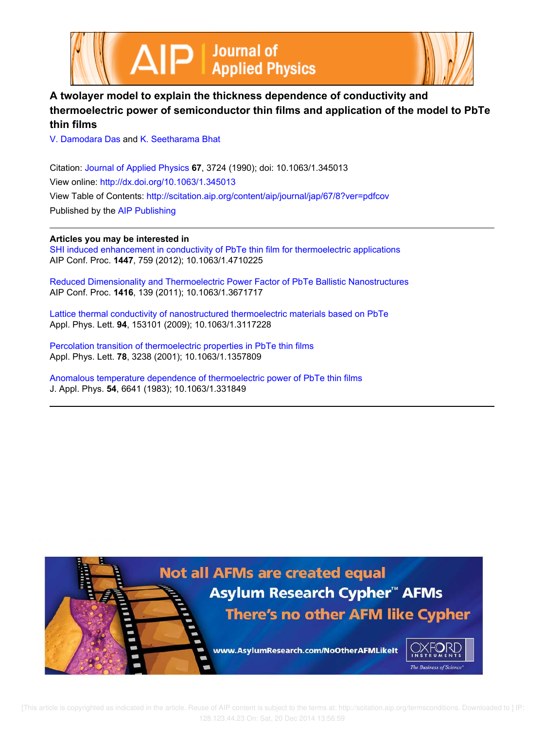# A twolayer model to explain the thickness dependence of conductivity and thermoelectric power of semiconductor thin films and application of the model to PbTe thin films

V. Damodara Das and K. Seetharama Bhat

Citation: Journal of Applied Physics **67**, 3724 (1990); doi: 10.1063/1.345013
View online: http://dx.doi.org/10.1063/1.345013
View Table of Contents: http://scitation.aip.org/content/aip/journal/jap/67/8?ver=pdfcov
Published by the AIP Publishing

**Articles you may be interested in**

SHI induced enhancement in conductivity of PbTe thin film for thermoelectric applications
AIP Conf. Proc. **1447**, 759 (2012); 10.1063/1.4710225

Reduced Dimensionality and Thermoelectric Power Factor of PbTe Ballistic Nanostructures
AIP Conf. Proc. **1416**, 139 (2011); 10.1063/1.3671717

Lattice thermal conductivity of nanostructured thermoelectric materials based on PbTe
Appl. Phys. Lett. **94**, 153101 (2009); 10.1063/1.3117228

Percolation transition of thermoelectric properties in PbTe thin films
Appl. Phys. Lett. **78**, 3238 (2001); 10.1063/1.1357809

Anomalous temperature dependence of thermoelectric power of PbTe thin films
J. Appl. Phys. **54**, 6641 (1983); 10.1063/1.331849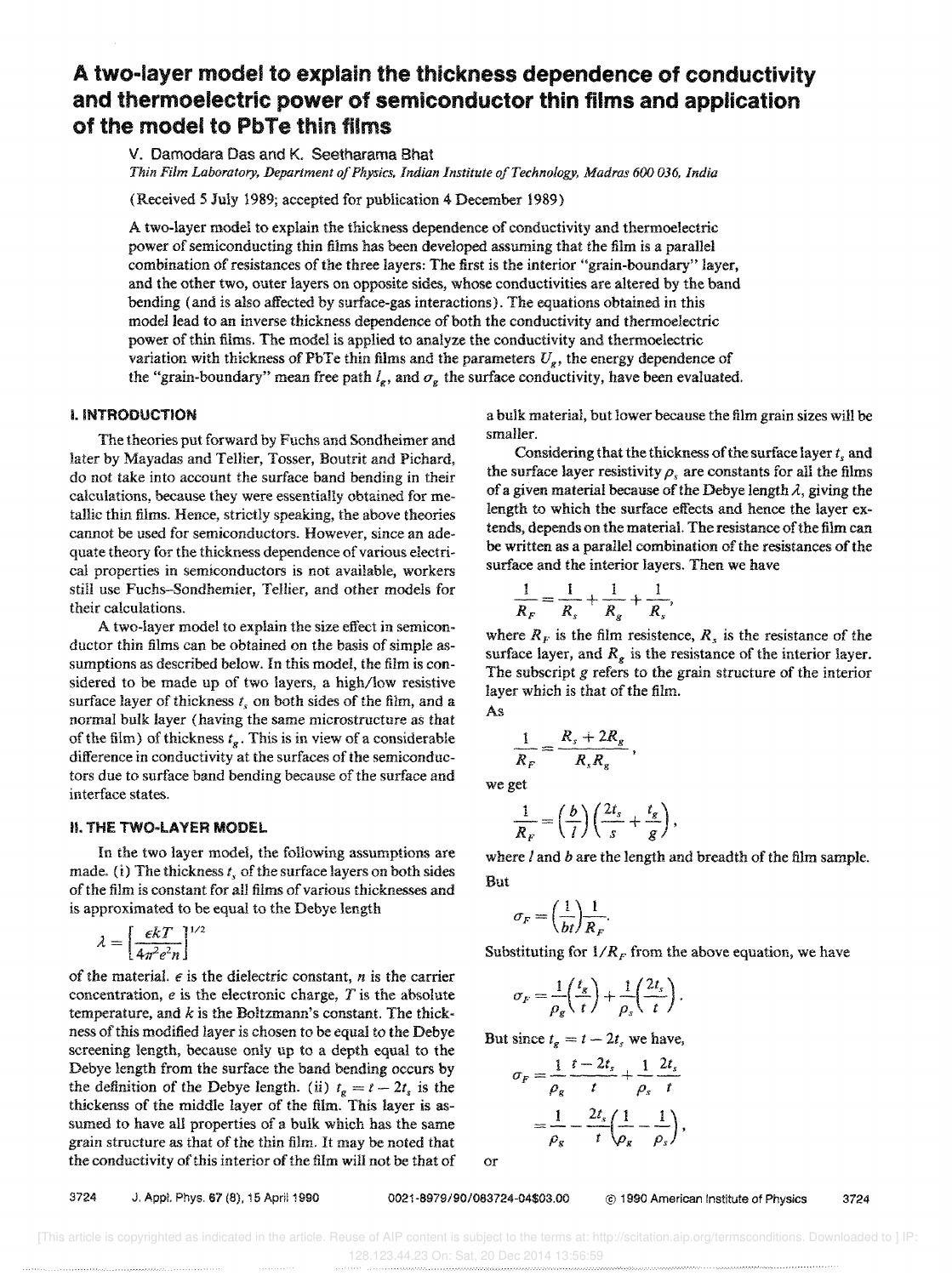# A two-layer model to explain the thickness dependence of conductivity and thermoelectric power of semiconductor thin films and application of the model to PbTe thin films

V. Damodara Das and K. Seetharama Bhat

*Thin Film Laboratory, Department of Physics, Indian Institute of Technology, Madras 600 036, India*

(Received 5 July 1989; accepted for publication 4 December 1989)

A two-layer model to explain the thickness dependence of conductivity and thermoelectric power of semiconducting thin films has been developed assuming that the film is a parallel combination of resistances of the three layers: The first is the interior "grain-boundary" layer, and the other two, outer layers on opposite sides, whose conductivities are altered by the band bending (and is also affected by surface-gas interactions). The equations obtained in this model lead to an inverse thickness dependence of both the conductivity and thermoelectric power of thin films. The model is applied to analyze the conductivity and thermoelectric variation with thickness of PbTe thin films and the parameters $U_g$, the energy dependence of the "grain-boundary" mean free path $l_g$, and $\sigma_g$ the surface conductivity, have been evaluated.

## I. INTRODUCTION

The theories put forward by Fuchs and Sondheimer and later by Mayadas and Tellier, Tosser, Boutrit and Pichard, do not take into account the surface band bending in their calculations, because they were essentially obtained for metallic thin films. Hence, strictly speaking, the above theories cannot be used for semiconductors. However, since an adequate theory for the thickness dependence of various electrical properties in semiconductors is not available, workers still use Fuchs–Sondhemier, Tellier, and other models for their calculations.

A two-layer model to explain the size effect in semiconductor thin films can be obtained on the basis of simple assumptions as described below. In this model, the film is considered to be made up of two layers, a high/low resistive surface layer of thickness $t_s$ on both sides of the film, and a normal bulk layer (having the same microstructure as that of the film) of thickness $t_g$. This is in view of a considerable difference in conductivity at the surfaces of the semiconductors due to surface band bending because of the surface and interface states.

## II. THE TWO-LAYER MODEL

In the two layer model, the following assumptions are made. (i) The thickness $t_s$ of the surface layers on both sides of the film is constant for all films of various thicknesses and is approximated to be equal to the Debye length

$$\lambda = \left[\frac{\epsilon kT}{4\pi^2 e^2 n}\right]^{1/2}$$

of the material. $\epsilon$ is the dielectric constant, $n$ is the carrier concentration, $e$ is the electronic charge, $T$ is the absolute temperature, and $k$ is the Boltzmann's constant. The thickness of this modified layer is chosen to be equal to the Debye screening length, because only up to a depth equal to the Debye length from the surface the band bending occurs by the definition of the Debye length. (ii) $t_g = t - 2t_s$ is the thickenss of the middle layer of the film. This layer is assumed to have all properties of a bulk which has the same grain structure as that of the thin film. It may be noted that the conductivity of this interior of the film will not be that of a bulk material, but lower because the film grain sizes will be smaller.

Considering that the thickness of the surface layer $t_s$ and the surface layer resistivity $\rho_s$ are constants for all the films of a given material because of the Debye length $\lambda$, giving the length to which the surface effects and hence the layer extends, depends on the material. The resistance of the film can be written as a parallel combination of the resistances of the surface and the interior layers. Then we have

$$\frac{1}{R_F} = \frac{1}{R_s} + \frac{1}{R_g} + \frac{1}{R_s},$$

where $R_F$ is the film resistence, $R_s$ is the resistance of the surface layer, and $R_g$ is the resistance of the interior layer. The subscript $g$ refers to the grain structure of the interior layer which is that of the film.

As

$$\frac{1}{R_F} = \frac{R_s + 2R_g}{R_s R_g},$$

we get

$$\frac{1}{R_F} = \left(\frac{b}{l}\right)\left(\frac{2t_s}{s} + \frac{t_g}{g}\right),$$

where $l$ and $b$ are the length and breadth of the film sample.

But

$$\sigma_F = \left(\frac{1}{bt}\right)\frac{1}{R_F}.$$

Substituting for $1/R_F$ from the above equation, we have

$$\sigma_F = \frac{1}{\rho_g}\left(\frac{t_g}{t}\right) + \frac{1}{\rho_s}\left(\frac{2t_s}{t}\right).$$

But since $t_g = t - 2t_s$ we have,

$$\sigma_F = \frac{1}{\rho_g}\frac{t - 2t_s}{t} + \frac{1}{\rho_s}\frac{2t_s}{t}$$

$$= \frac{1}{\rho_g} - \frac{2t_s}{t}\left(\frac{1}{\rho_g} - \frac{1}{\rho_s}\right),$$

or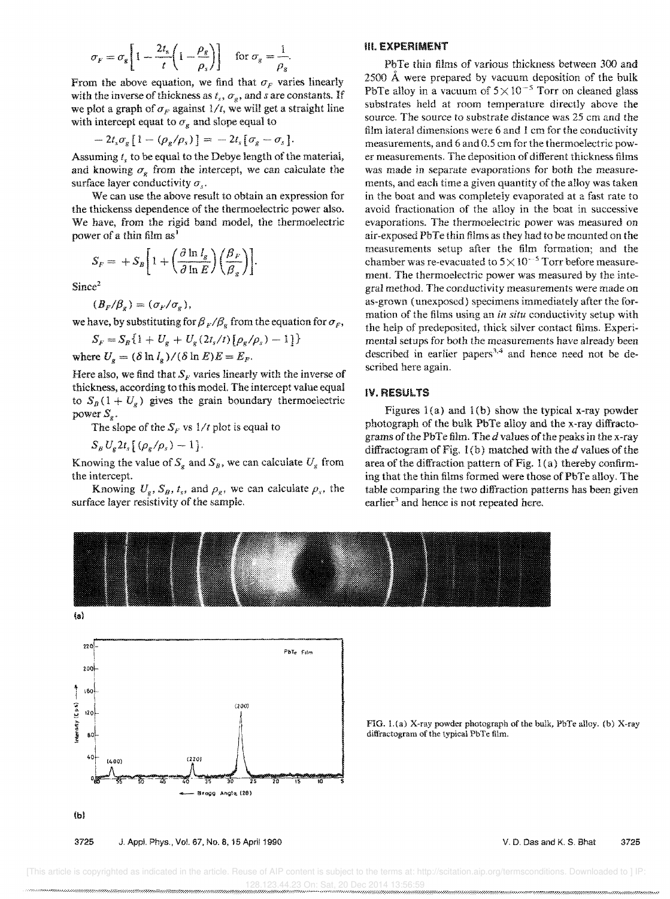$$\sigma_F = \sigma_g \left[ 1 - \frac{2t_s}{t} \left( 1 - \frac{\rho_g}{\rho_s} \right) \right] \quad \text{for } \sigma_g = \frac{1}{\rho_g}.$$

From the above equation, we find that $\sigma_F$ varies linearly with the inverse of thickness as $t_s$, $\sigma_g$, and $s$ are constants. If we plot a graph of $\sigma_F$ against $1/t$, we will get a straight line with intercept equat to $\sigma_g$ and slope equal to

$$-2t_s\sigma_g [1 - (\rho_g/\rho_s)] = -2t_s [\sigma_g - \sigma_s].$$

Assuming $t_s$ to be equal to the Debye length of the material, and knowing $\sigma_g$ from the intercept, we can calculate the surface layer conductivity $\sigma_s$.

We can use the above result to obtain an expression for the thickenss dependence of the thermoelectric power also. We have, from the rigid band model, the thermoelectric power of a thin film as[1]

$$S_F = +S_B \left[ 1 + \left( \frac{\partial \ln l_g}{\partial \ln E} \right) \left( \frac{\beta_F}{\beta_g} \right) \right].$$

Since[2]

$$(B_F/\beta_g) = (\sigma_F/\sigma_g),$$

we have, by substituting for $\beta_F/\beta_g$ from the equation for $\sigma_F$,

$$S_F = S_B \{ 1 + U_g + U_g (2t_s/t) [\rho_g/\rho_s) - 1] \}$$

where $U_g = (\delta \ln l_g)/(\delta \ln E) E = E_F$.

Here also, we find that $S_F$ varies linearly with the inverse of thickness, according to this model. The intercept value equal to $S_B(1 + U_g)$ gives the grain boundary thermoelectric power $S_g$.

The slope of the $S_F$ vs $1/t$ plot is equal to

$$S_B U_g 2t_s [(\rho_g/\rho_s) - 1].$$

Knowing the value of $S_g$ and $S_B$, we can calculate $U_g$ from the intercept.

Knowing $U_g$, $S_B$, $t_s$, and $\rho_g$, we can calculate $\rho_s$, the surface layer resistivity of the sample.

## III. EXPERIMENT

PbTe thin films of various thickness between 300 and 2500 Å were prepared by vacuum deposition of the bulk PbTe alloy in a vacuum of $5 \times 10^{-5}$ Torr on cleaned glass substrates held at room temperature directly above the source. The source to substrate distance was 25 cm and the film lateral dimensions were 6 and 1 cm for the conductivity measurements, and 6 and 0.5 cm for the thermoelectric power measurements. The deposition of different thickness films was made in separate evaporations for both the measurements, and each time a given quantity of the alloy was taken in the boat and was completely evaporated at a fast rate to avoid fractionation of the alloy in the boat in successive evaporations. The thermoelectric power was measured on air-exposed PbTe thin films as they had to be mounted on the measurements setup after the film formation; and the chamber was re-evacuated to $5 \times 10^{-5}$ Torr before measurement. The thermoelectric power was measured by the integral method. The conductivity measurements were made on as-grown (unexposed) specimens immediately after the formation of the films using an *in situ* conductivity setup with the help of predeposited, thick silver contact films. Experimental setups for both the measurements have already been described in earlier papers[3,4] and hence need not be described here again.

## IV. RESULTS

Figures 1(a) and 1(b) show the typical x-ray powder photograph of the bulk PbTe alloy and the x-ray diffractograms of the PbTe film. The $d$ values of the peaks in the x-ray diffractogram of Fig. 1(b) matched with the $d$ values of the area of the diffraction pattern of Fig. 1(a) thereby confirming that the thin films formed were those of PbTe alloy. The table comparing the two diffraction patterns has been given earlier[3] and hence is not repeated here.

FIG. 1.(a) X-ray powder photograph of the bulk, PbTe alloy. (b) X-ray diffractogram of the typical PbTe film.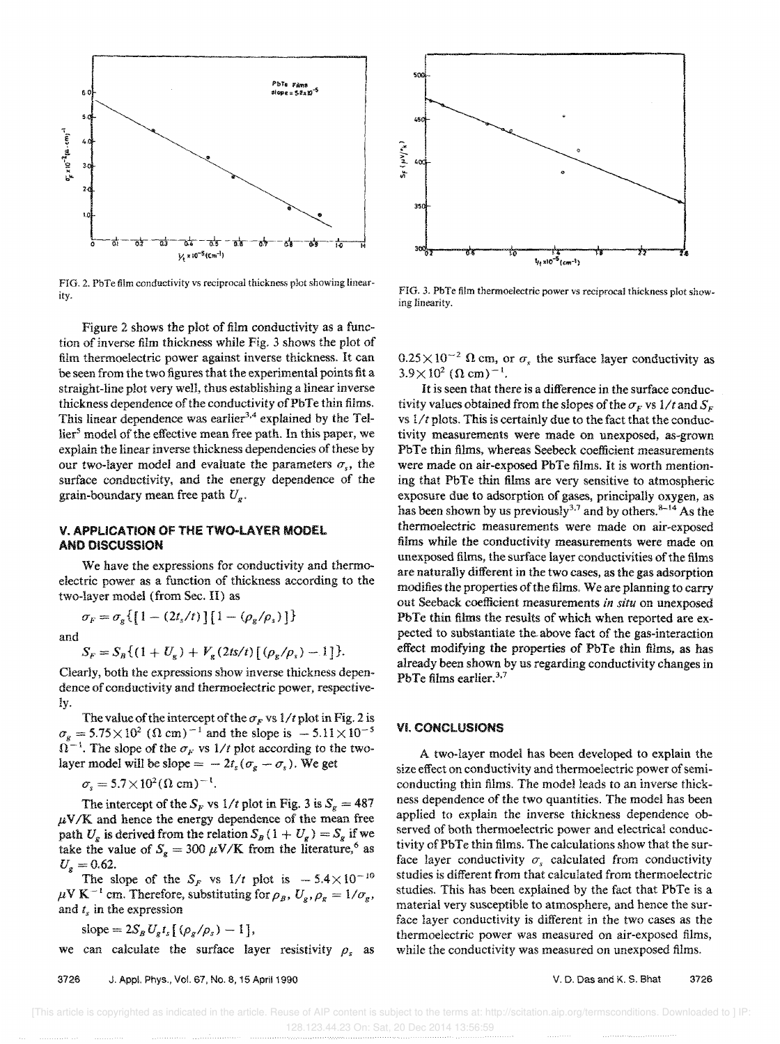FIG. 2. PbTe film conductivity vs reciprocal thickness plot showing linearity.

FIG. 3. PbTe film thermoelectric power vs reciprocal thickness plot showing linearity.

Figure 2 shows the plot of film conductivity as a function of inverse film thickness while Fig. 3 shows the plot of film thermoelectric power against inverse thickness. It can be seen from the two figures that the experimental points fit a straight-line plot very well, thus establishing a linear inverse thickness dependence of the conductivity of PbTe thin films. This linear dependence was earlier[3,4] explained by the Tellier[5] model of the effective mean free path. In this paper, we explain the linear inverse thickness dependencies of these by our two-layer model and evaluate the parameters $\sigma_s$, the surface conductivity, and the energy dependence of the grain-boundary mean free path $U_g$.

## V. APPLICATION OF THE TWO-LAYER MODEL AND DISCUSSION

We have the expressions for conductivity and thermoelectric power as a function of thickness according to the two-layer model (from Sec. II) as

$$\sigma_F = \sigma_g\{[1-(2t_s/t)][1-(\rho_g/\rho_s)]\}$$

and

$$S_F = S_B\{(1+U_g) + V_g(2ts/t)[(\rho_g/\rho_s)-1]\}.$$

Clearly, both the expressions show inverse thickness dependence of conductivity and thermoelectric power, respectively.

The value of the intercept of the $\sigma_F$ vs $1/t$ plot in Fig. 2 is $\sigma_g = 5.75\times10^2\ (\Omega\ \text{cm})^{-1}$ and the slope is $-5.11\times10^{-5}\ \Omega^{-1}$. The slope of the $\sigma_F$ vs $1/t$ plot according to the two-layer model will be slope $= -2t_s(\sigma_g - \sigma_s)$. We get

$$\sigma_s = 5.7\times10^2(\Omega\ \text{cm})^{-1}.$$

The intercept of the $S_F$ vs $1/t$ plot in Fig. 3 is $S_g = 487\ \mu\text{V/K}$ and hence the energy dependence of the mean free path $U_g$ is derived from the relation $S_B(1+U_g) = S_g$ if we take the value of $S_g = 300\ \mu\text{V/K}$ from the literature,[6] as $U_g = 0.62$.

The slope of the $S_F$ vs $1/t$ plot is $-5.4\times10^{-10}\ \mu\text{V K}^{-1}$ cm. Therefore, substituting for $\rho_B$, $U_g$, $\rho_g = 1/\sigma_g$, and $t_s$ in the expression

$$\text{slope} = 2S_B U_g t_s[(\rho_g/\rho_s) - 1],$$

we can calculate the surface layer resistivity $\rho_s$ as $0.25\times10^{-2}\ \Omega$ cm, or $\sigma_s$ the surface layer conductivity as $3.9\times10^2\ (\Omega\ \text{cm})^{-1}$.

It is seen that there is a difference in the surface conductivity values obtained from the slopes of the $\sigma_F$ vs $1/t$ and $S_F$ vs $1/t$ plots. This is certainly due to the fact that the conductivity measurements were made on unexposed, as-grown PbTe thin films, whereas Seebeck coefficient measurements were made on air-exposed PbTe films. It is worth mentioning that PbTe thin films are very sensitive to atmospheric exposure due to adsorption of gases, principally oxygen, as has been shown by us previously[3,7] and by others.[8–14] As the thermoelectric measurements were made on air-exposed films while the conductivity measurements were made on unexposed films, the surface layer conductivities of the films are naturally different in the two cases, as the gas adsorption modifies the properties of the films. We are planning to carry out Seeback coefficient measurements *in situ* on unexposed PbTe thin films the results of which when reported are expected to substantiate the above fact of the gas-interaction effect modifying the properties of PbTe thin films, as has already been shown by us regarding conductivity changes in PbTe films earlier.[3,7]

## VI. CONCLUSIONS

A two-layer model has been developed to explain the size effect on conductivity and thermoelectric power of semiconducting thin films. The model leads to an inverse thickness dependence of the two quantities. The model has been applied to explain the inverse thickness dependence observed of both thermoelectric power and electrical conductivity of PbTe thin films. The calculations show that the surface layer conductivity $\sigma_s$ calculated from conductivity studies is different from that calculated from thermoelectric studies. This has been explained by the fact that PbTe is a material very susceptible to atmosphere, and hence the surface layer conductivity is different in the two cases as the thermoelectric power was measured on air-exposed films, while the conductivity was measured on unexposed films.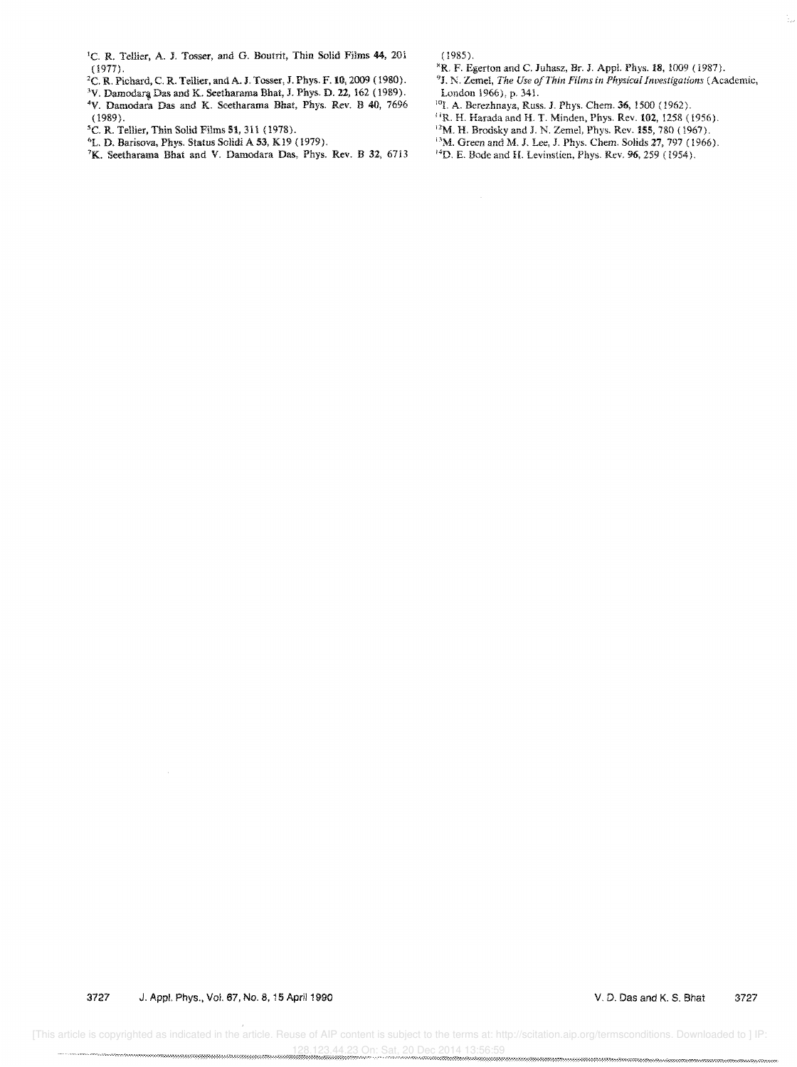[1]C. R. Tellier, A. J. Tosser, and G. Boutrit, Thin Solid Films **44**, 201 (1977).

[2]C. R. Pichard, C. R. Tellier, and A. J. Tosser, J. Phys. F. **10**, 2009 (1980).

[3]V. Damodara Das and K. Seetharama Bhat, J. Phys. D. **22**, 162 (1989).

[4]V. Damodara Das and K. Seetharama Bhat, Phys. Rev. B **40**, 7696 (1989).

[5]C. R. Tellier, Thin Solid Films **51**, 311 (1978).

[6]L. D. Barisova, Phys. Status Solidi A **53**, K19 (1979).

[7]K. Seetharama Bhat and V. Damodara Das, Phys. Rev. B **32**, 6713 (1985).

[8]R. F. Egerton and C. Juhasz, Br. J. Appl. Phys. **18**, 1009 (1987).

[9]J. N. Zemel, *The Use of Thin Films in Physical Investigations* (Academic, London 1966), p. 341.

[10]I. A. Berezhnaya, Russ. J. Phys. Chem. **36**, 1500 (1962).

[11]R. H. Harada and H. T. Minden, Phys. Rev. **102**, 1258 (1956).

[12]M. H. Brodsky and J. N. Zemel, Phys. Rev. **155**, 780 (1967).

[13]M. Green and M. J. Lee, J. Phys. Chem. Solids **27**, 797 (1966).

[14]D. E. Bode and H. Levinstien, Phys. Rev. **96**, 259 (1954).